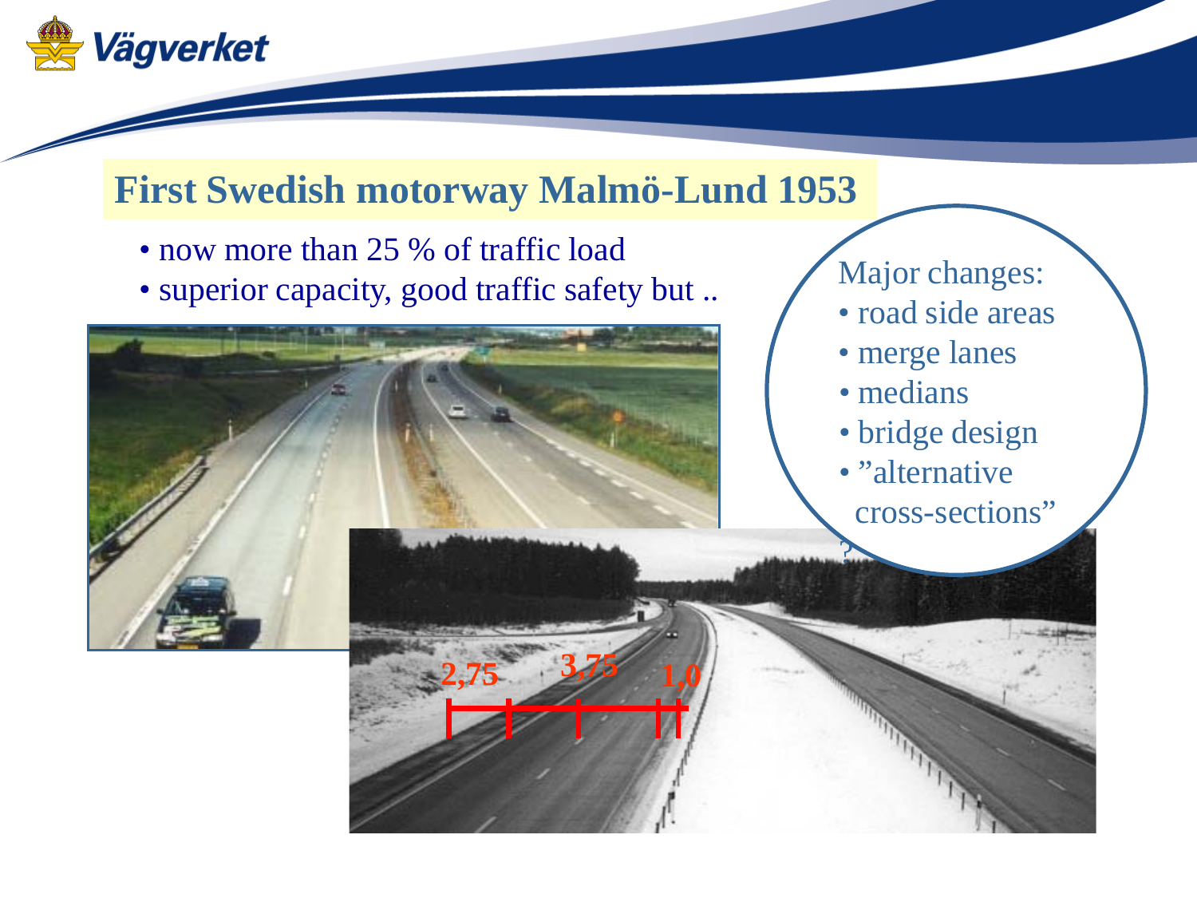# First Swedish motorway Malmö-Lund 1953

- now more than 25 % of traffic load
- superior capacity, good traffic safety but ..

Major changes:

- road side areas
- merge lanes
- medians
- bridge design
- ”alternative cross-sections”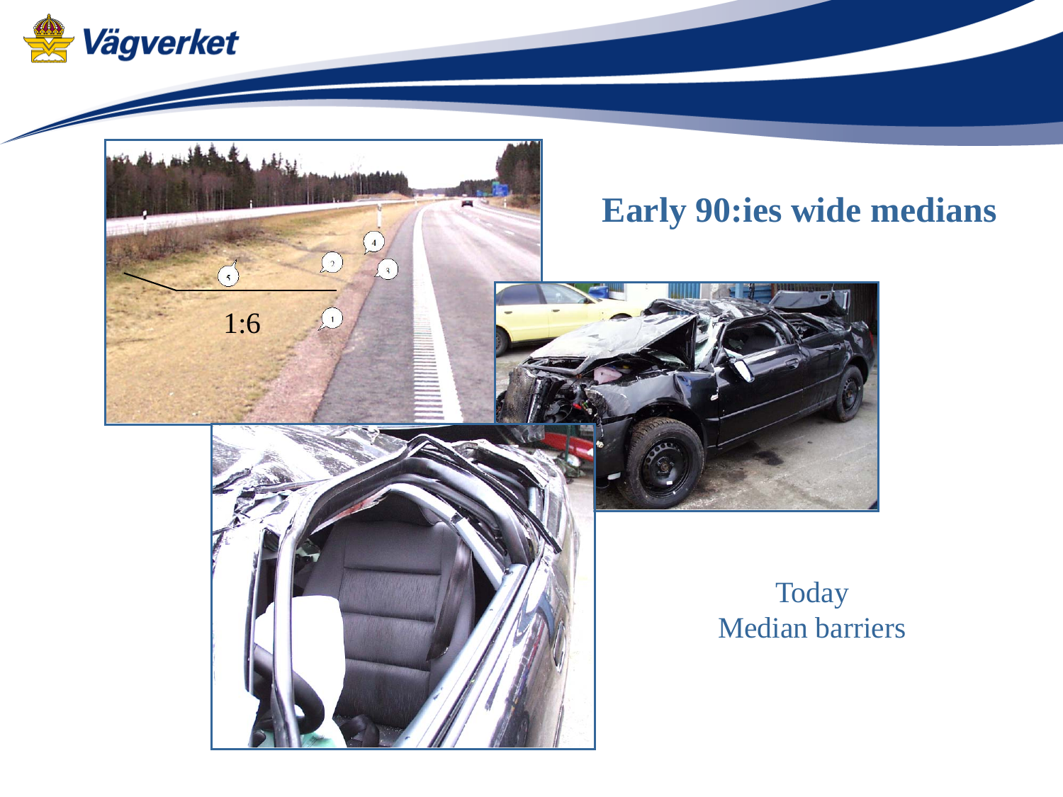# Early 90:ies wide medians

Today
Median barriers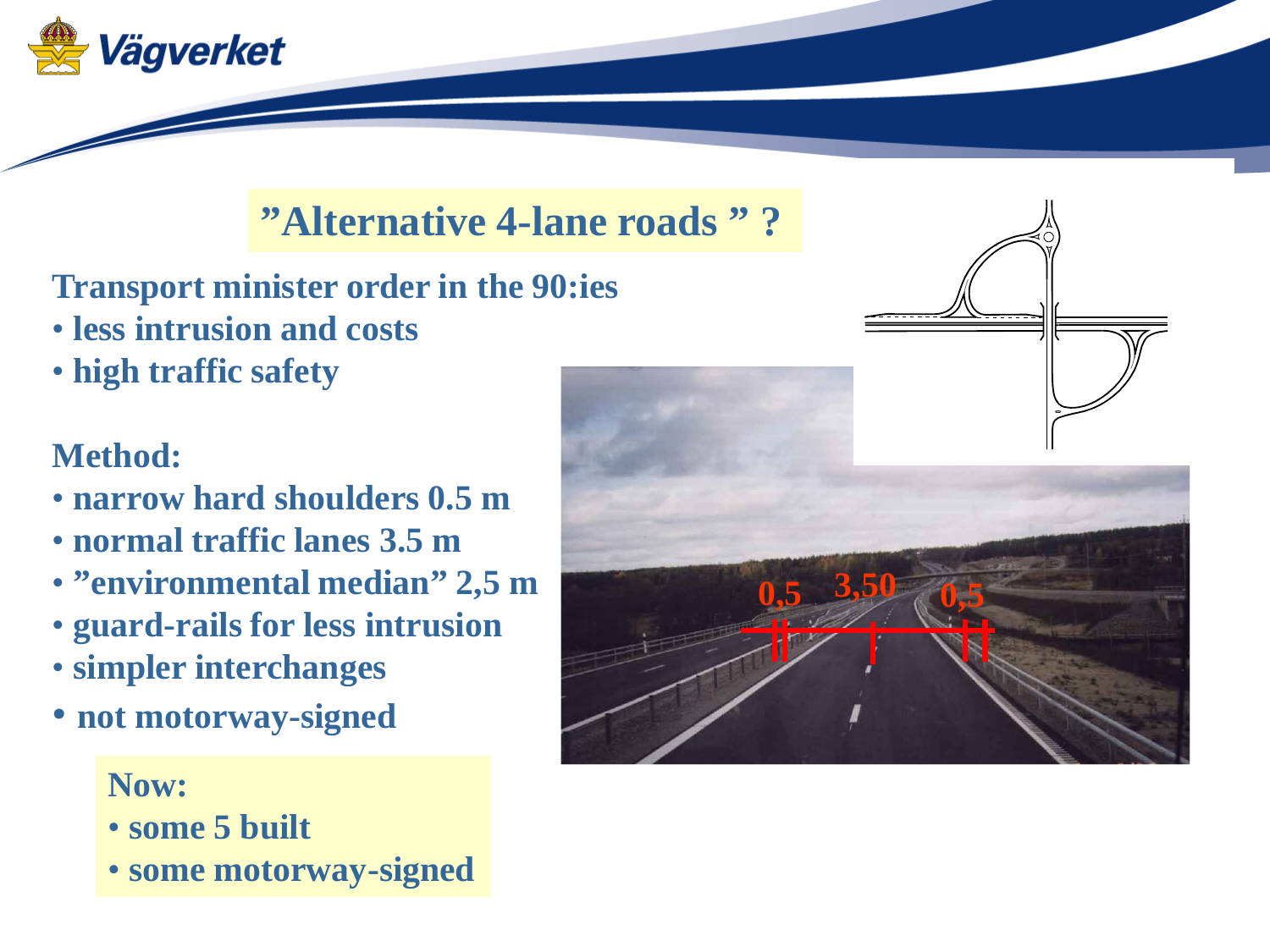# ”Alternative 4-lane roads ” ?

**Transport minister order in the 90:ies**

- **less intrusion and costs**
- **high traffic safety**

**Method:**

- **narrow hard shoulders 0.5 m**
- **normal traffic lanes 3.5 m**
- **”environmental median” 2,5 m**
- **guard-rails for less intrusion**
- **simpler interchanges**
- **not motorway-signed**

**Now:**

- **some 5 built**
- **some motorway-signed**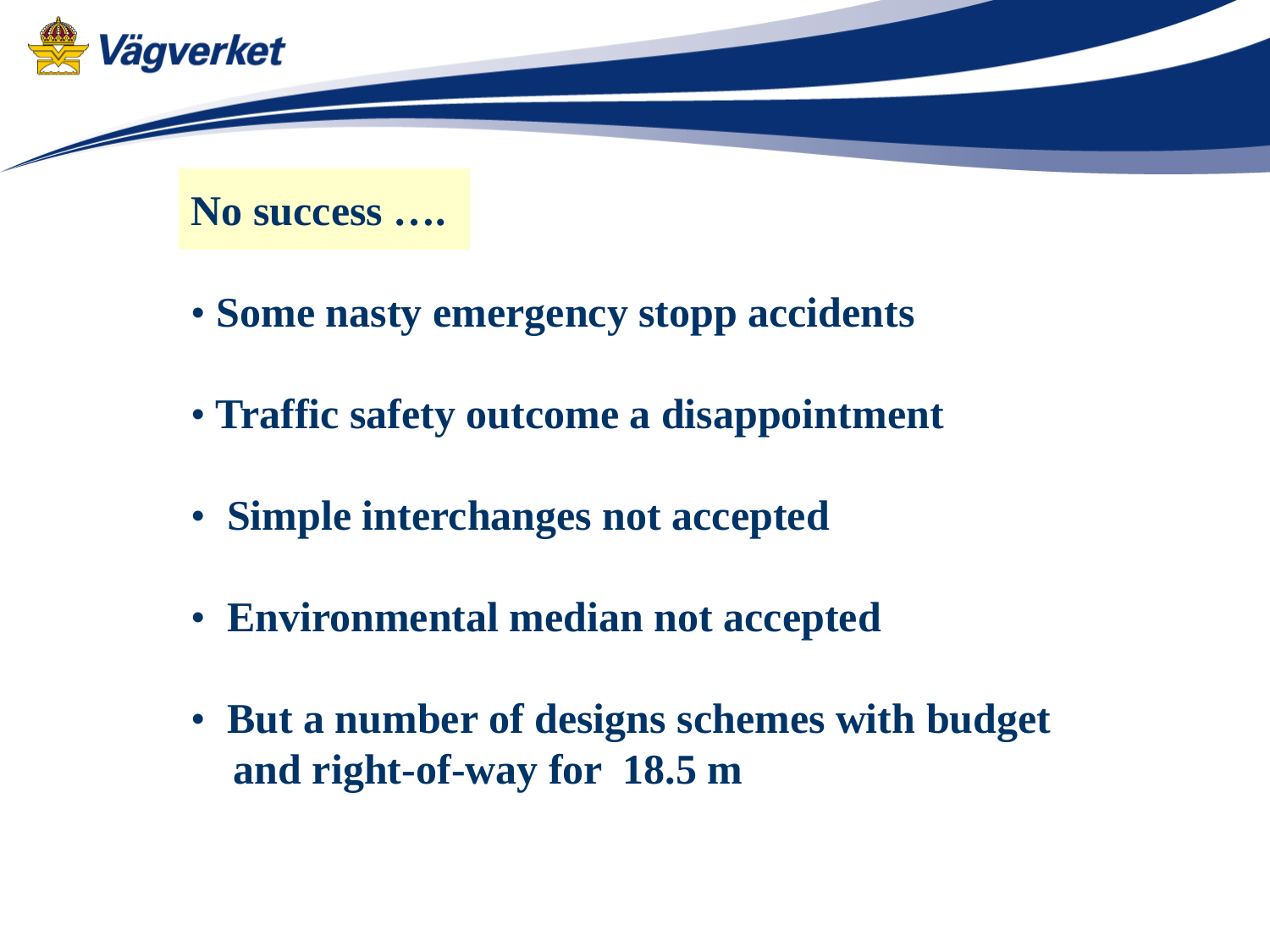## No success ….

- Some nasty emergency stopp accidents
- Traffic safety outcome a disappointment
- Simple interchanges not accepted
- Environmental median not accepted
- But a number of designs schemes with budget and right-of-way for 18.5 m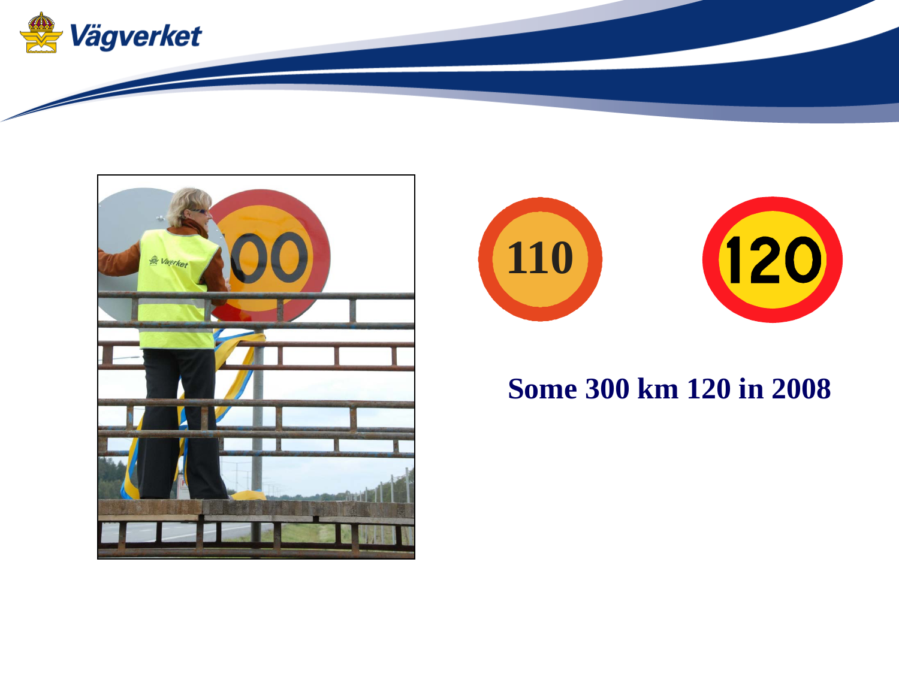Some 300 km 120 in 2008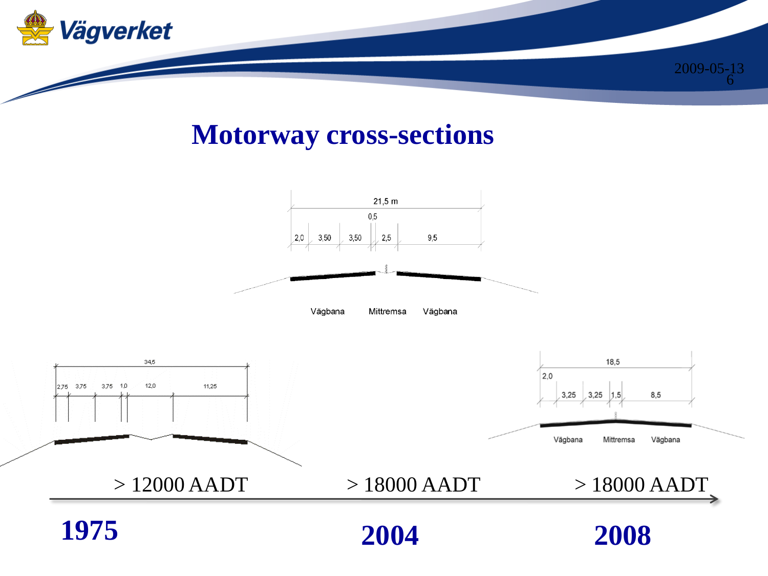# Motorway cross-sections

21,5 m

0,5

2,0 | 3,50 | 3,50 | 2,5 | 9,5

Vägbana Mittremsa Vägbana

34,5

2,75 | 3,75 | 3,75 | 1,0 | 12,0 | 11,25

18,5

2,0

3,25 | 3,25 | 1,5 | 8,5

Vägbana Mittremsa Vägbana

> 12000 AADT > 18000 AADT > 18000 AADT

**1975** **2004** **2008**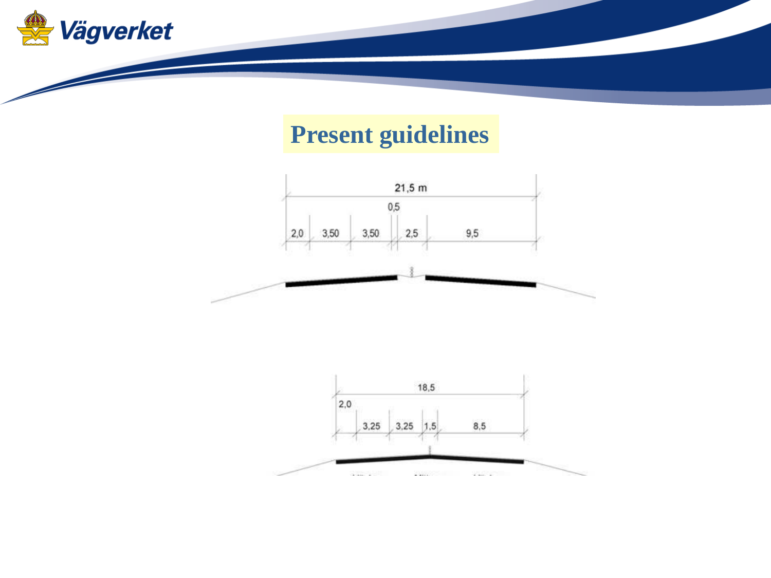# Present guidelines

21,5 m

0,5

2,0 | 3,50 | 3,50 | 2,5 | 9,5

18,5

2,0

3,25 | 3,25 | 1,5 | 8,5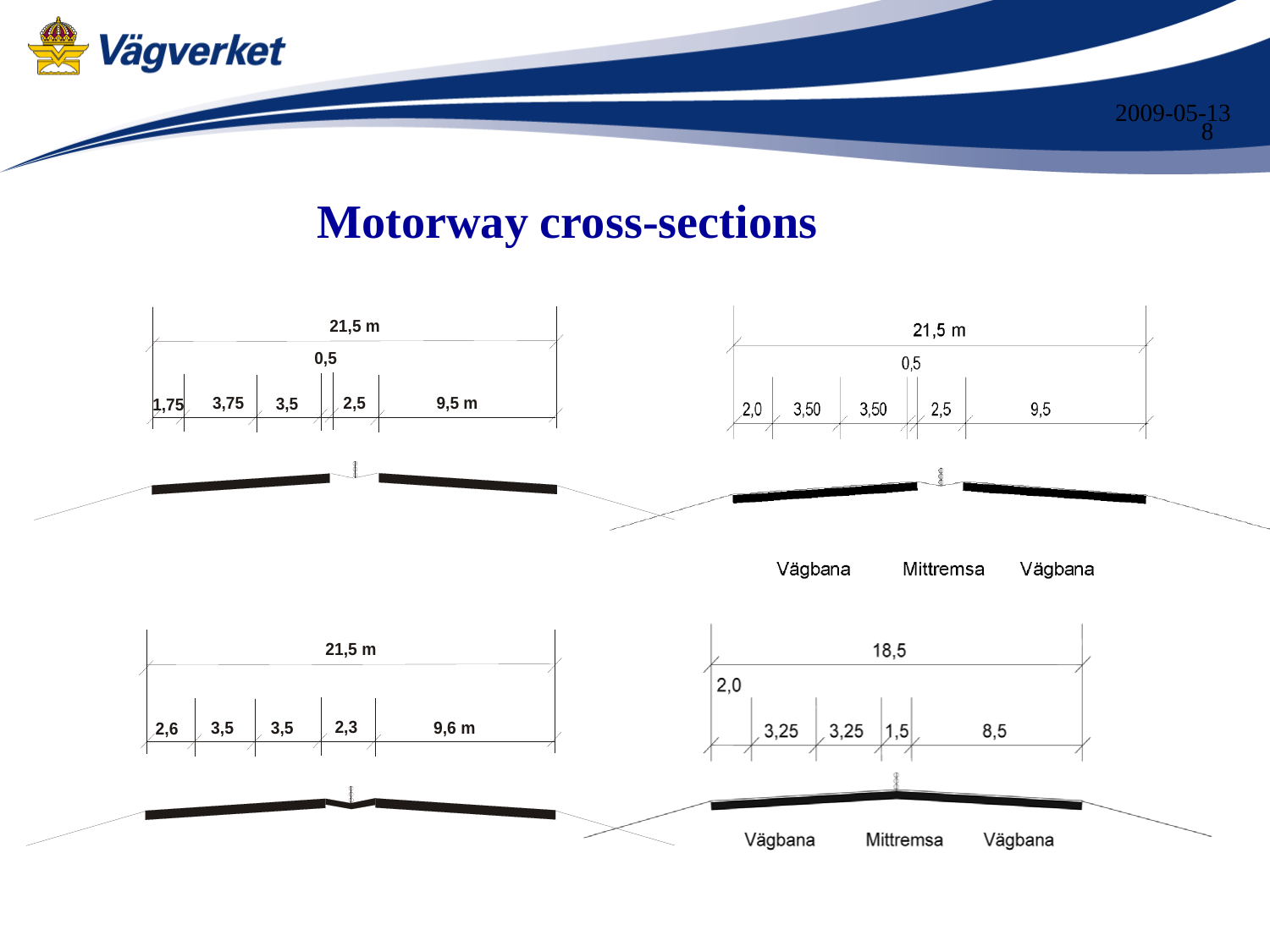# Motorway cross-sections

21,5 m

0,5

1,75 | 3,75 | 3,5 | 2,5 | 9,5 m

21,5 m

0,5

2,0 | 3,50 | 3,50 | 2,5 | 9,5

Vägbana Mittremsa Vägbana

21,5 m

2,6 | 3,5 | 3,5 | 2,3 | 9,6 m

18,5

2,0

3,25 | 3,25 | 1,5 | 8,5

Vägbana Mittremsa Vägbana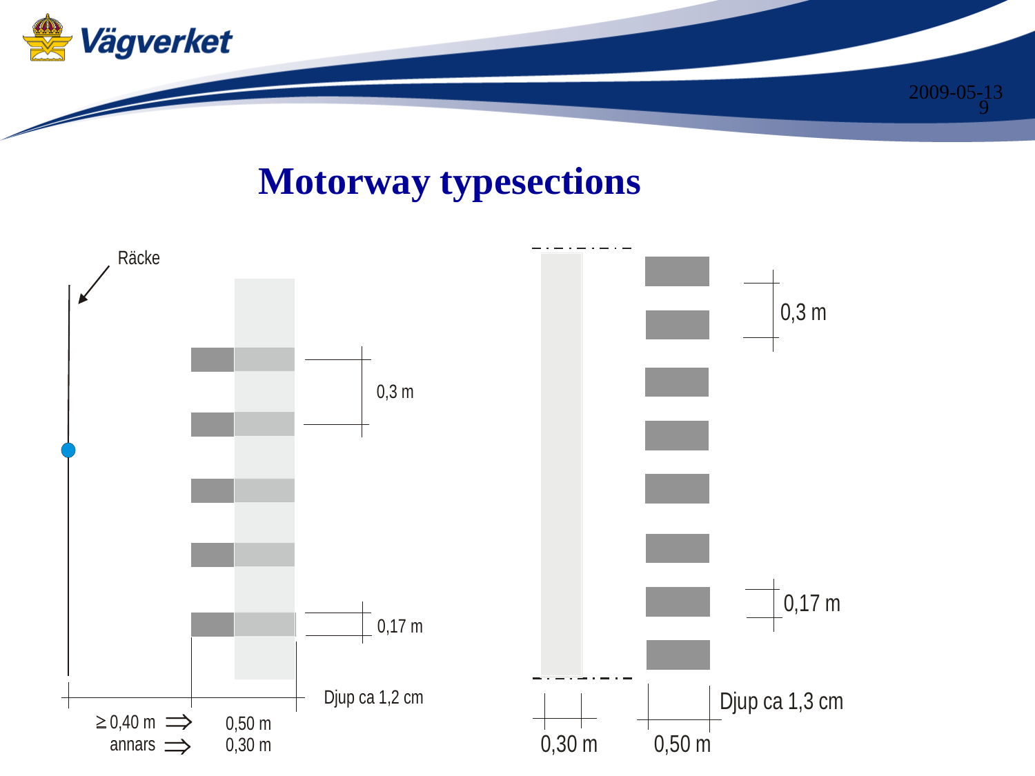# Motorway typesections

Räcke

0,3 m

0,17 m

Djup ca 1,2 cm

≥ 0,40 m ⇒ 0,50 m

annars ⇒ 0,30 m

0,3 m

0,17 m

Djup ca 1,3 cm

0,30 m

0,50 m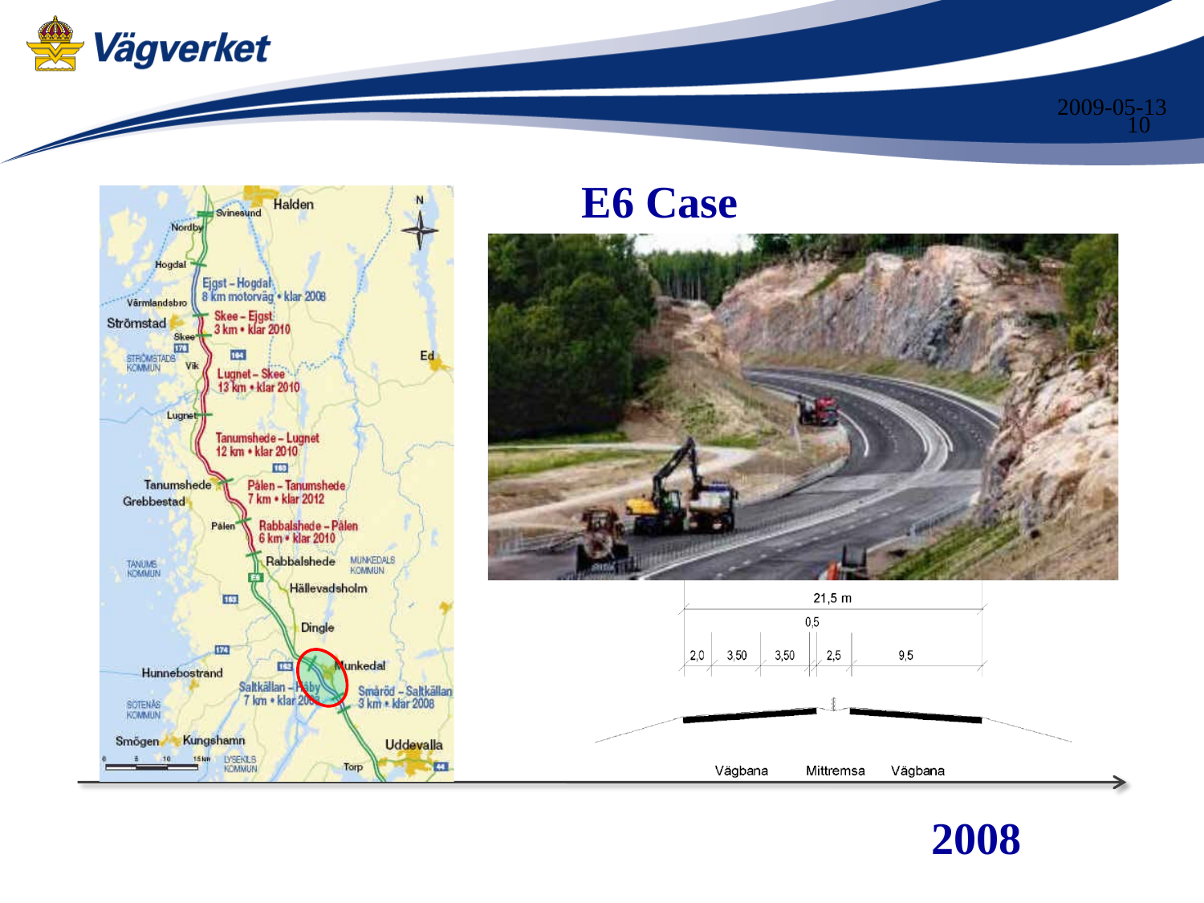# E6 Case

2008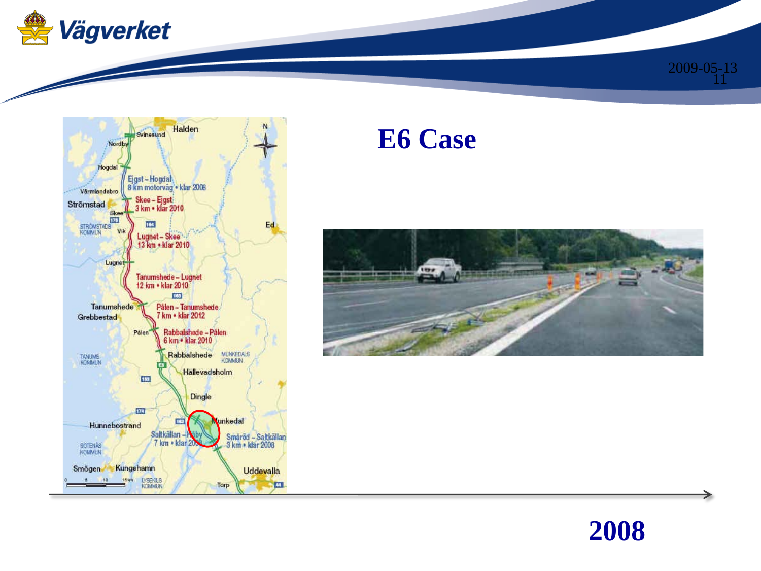# E6 Case

2008